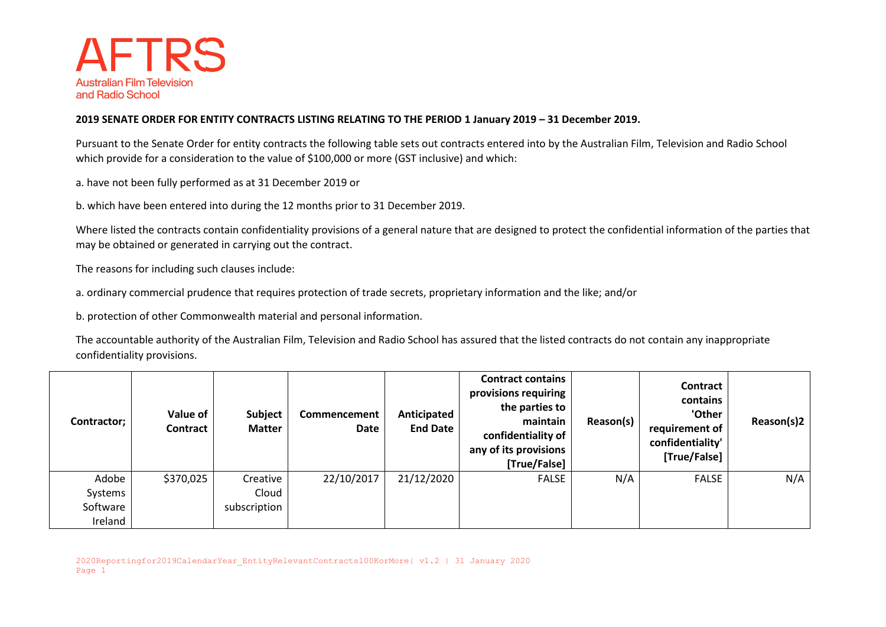AFTRS

Australian Film Television and Radio School

**2019 SENATE ORDER FOR ENTITY CONTRACTS LISTING RELATING TO THE PERIOD 1 January 2019 – 31 December 2019.**

Pursuant to the Senate Order for entity contracts the following table sets out contracts entered into by the Australian Film, Television and Radio School which provide for a consideration to the value of $100,000 or more (GST inclusive) and which:

a. have not been fully performed as at 31 December 2019 or

b. which have been entered into during the 12 months prior to 31 December 2019.

Where listed the contracts contain confidentiality provisions of a general nature that are designed to protect the confidential information of the parties that may be obtained or generated in carrying out the contract.

The reasons for including such clauses include:

a. ordinary commercial prudence that requires protection of trade secrets, proprietary information and the like; and/or

b. protection of other Commonwealth material and personal information.

The accountable authority of the Australian Film, Television and Radio School has assured that the listed contracts do not contain any inappropriate confidentiality provisions.

| Contractor; | Value of Contract | Subject Matter | Commencement Date | Anticipated End Date | Contract contains provisions requiring the parties to maintain confidentiality of any of its provisions [True/False] | Reason(s) | Contract contains 'Other requirement of confidentiality' [True/False] | Reason(s)2 |
|---|---|---|---|---|---|---|---|---|
| Adobe Systems Software Ireland | $370,025 | Creative Cloud subscription | 22/10/2017 | 21/12/2020 | FALSE | N/A | FALSE | N/A |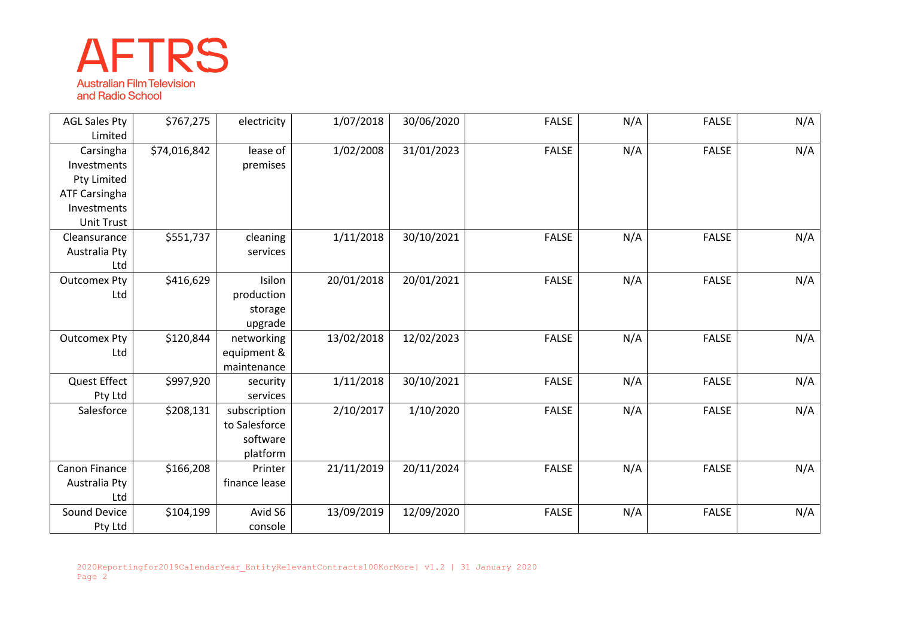| | | | | | | | | |
|---|---|---|---|---|---|---|---|---|
| AGL Sales Pty Limited | $767,275 | electricity | 1/07/2018 | 30/06/2020 | FALSE | N/A | FALSE | N/A |
| Carsingha Investments Pty Limited ATF Carsingha Investments Unit Trust | $74,016,842 | lease of premises | 1/02/2008 | 31/01/2023 | FALSE | N/A | FALSE | N/A |
| Cleansurance Australia Pty Ltd | $551,737 | cleaning services | 1/11/2018 | 30/10/2021 | FALSE | N/A | FALSE | N/A |
| Outcomex Pty Ltd | $416,629 | Isilon production storage upgrade | 20/01/2018 | 20/01/2021 | FALSE | N/A | FALSE | N/A |
| Outcomex Pty Ltd | $120,844 | networking equipment & maintenance | 13/02/2018 | 12/02/2023 | FALSE | N/A | FALSE | N/A |
| Quest Effect Pty Ltd | $997,920 | security services | 1/11/2018 | 30/10/2021 | FALSE | N/A | FALSE | N/A |
| Salesforce | $208,131 | subscription to Salesforce software platform | 2/10/2017 | 1/10/2020 | FALSE | N/A | FALSE | N/A |
| Canon Finance Australia Pty Ltd | $166,208 | Printer finance lease | 21/11/2019 | 20/11/2024 | FALSE | N/A | FALSE | N/A |
| Sound Device Pty Ltd | $104,199 | Avid S6 console | 13/09/2019 | 12/09/2020 | FALSE | N/A | FALSE | N/A |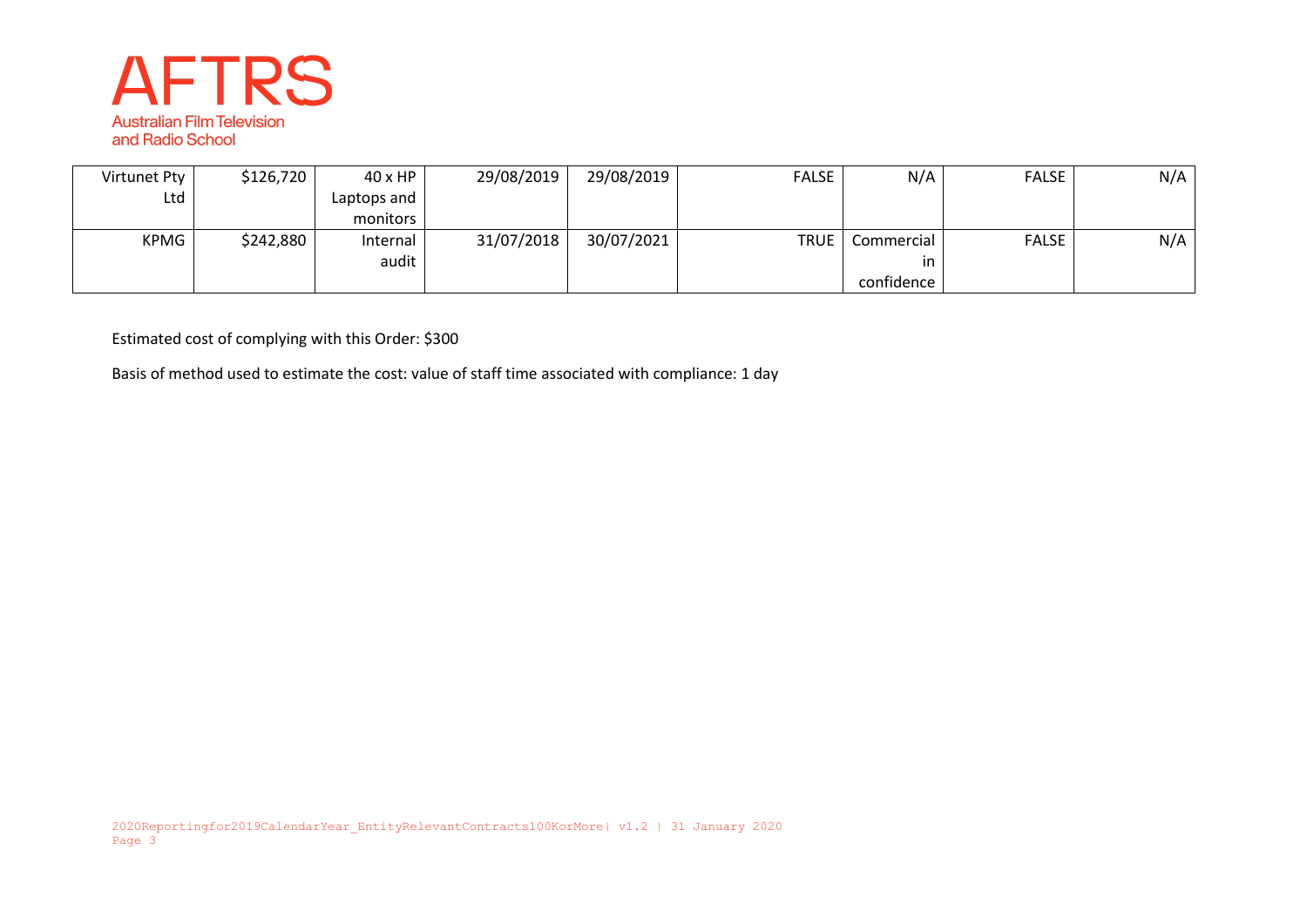| | | | | | | | | |
|---|---|---|---|---|---|---|---|---|
| Virtunet Pty Ltd | $126,720 | 40 x HP Laptops and monitors | 29/08/2019 | 29/08/2019 | FALSE | N/A | FALSE | N/A |
| KPMG | $242,880 | Internal audit | 31/07/2018 | 30/07/2021 | TRUE | Commercial in confidence | FALSE | N/A |

Estimated cost of complying with this Order: $300

Basis of method used to estimate the cost: value of staff time associated with compliance: 1 day